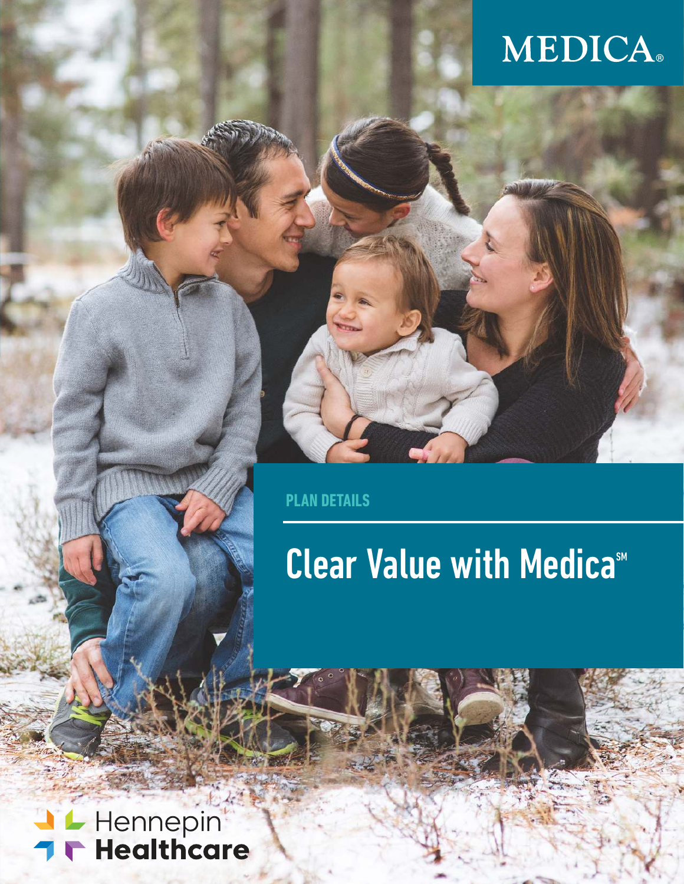MEDICA®

PLAN DETAILS

# Clear Value with Medica℠

Hennepin Healthcare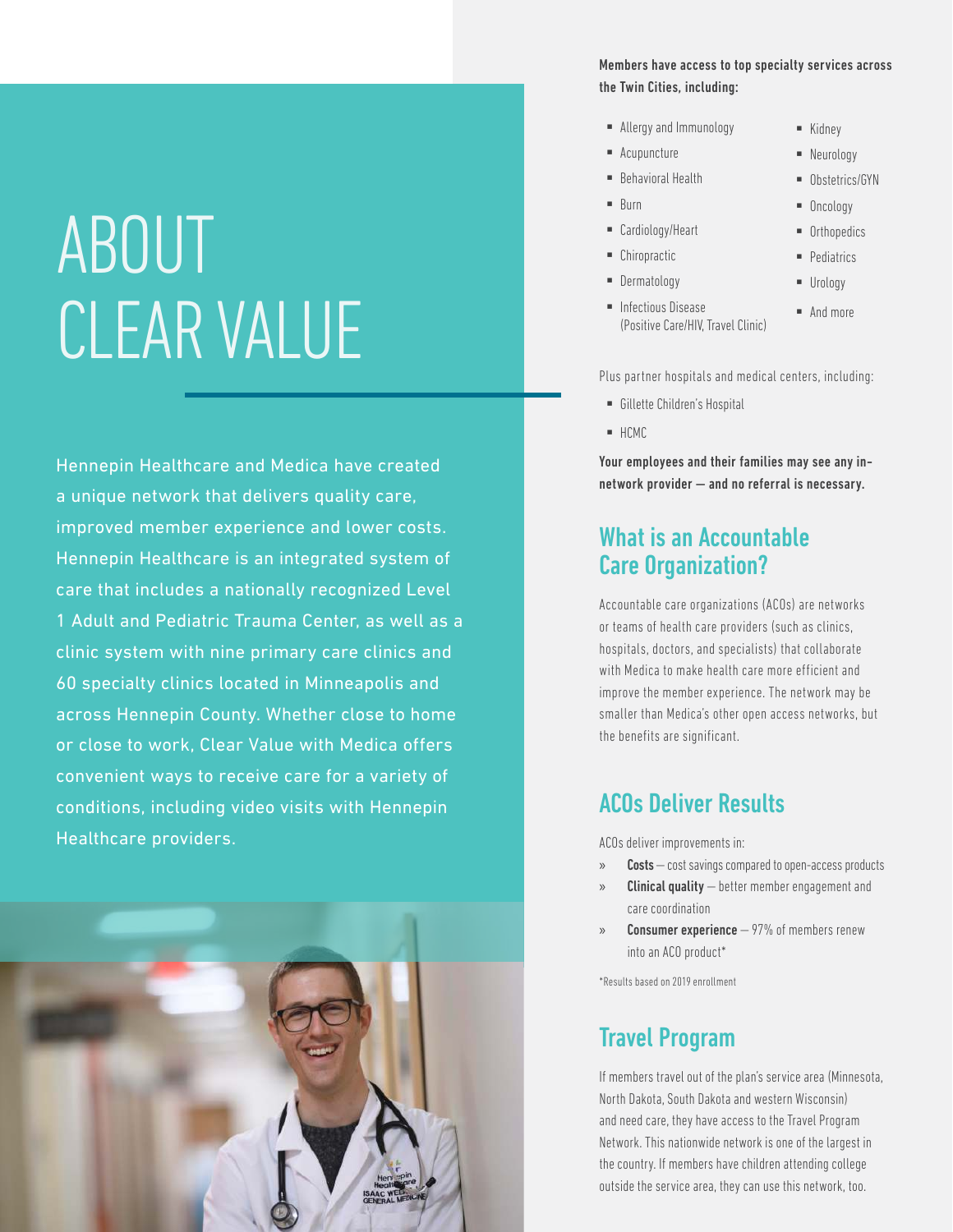# ABOUT CLEAR VALUE

Hennepin Healthcare and Medica have created a unique network that delivers quality care, improved member experience and lower costs. Hennepin Healthcare is an integrated system of care that includes a nationally recognized Level 1 Adult and Pediatric Trauma Center, as well as a clinic system with nine primary care clinics and 60 specialty clinics located in Minneapolis and across Hennepin County. Whether close to home or close to work, Clear Value with Medica offers convenient ways to receive care for a variety of conditions, including video visits with Hennepin Healthcare providers.

**Members have access to top specialty services across the Twin Cities, including:**

- Allergy and Immunology
- Acupuncture
- Behavioral Health
- Burn
- Cardiology/Heart
- Chiropractic
- Dermatology
- Infectious Disease (Positive Care/HIV, Travel Clinic)
- Kidney
- Neurology
- Obstetrics/GYN
- Oncology
- Orthopedics
- Pediatrics
- Urology
- And more

Plus partner hospitals and medical centers, including:

- Gillette Children's Hospital
- HCMC

**Your employees and their families may see any in-network provider — and no referral is necessary.**

## What is an Accountable Care Organization?

Accountable care organizations (ACOs) are networks or teams of health care providers (such as clinics, hospitals, doctors, and specialists) that collaborate with Medica to make health care more efficient and improve the member experience. The network may be smaller than Medica's other open access networks, but the benefits are significant.

## ACOs Deliver Results

ACOs deliver improvements in:

- **Costs** — cost savings compared to open-access products
- **Clinical quality** — better member engagement and care coordination
- **Consumer experience** — 97% of members renew into an ACO product*

*Results based on 2019 enrollment

## Travel Program

If members travel out of the plan's service area (Minnesota, North Dakota, South Dakota and western Wisconsin) and need care, they have access to the Travel Program Network. This nationwide network is one of the largest in the country. If members have children attending college outside the service area, they can use this network, too.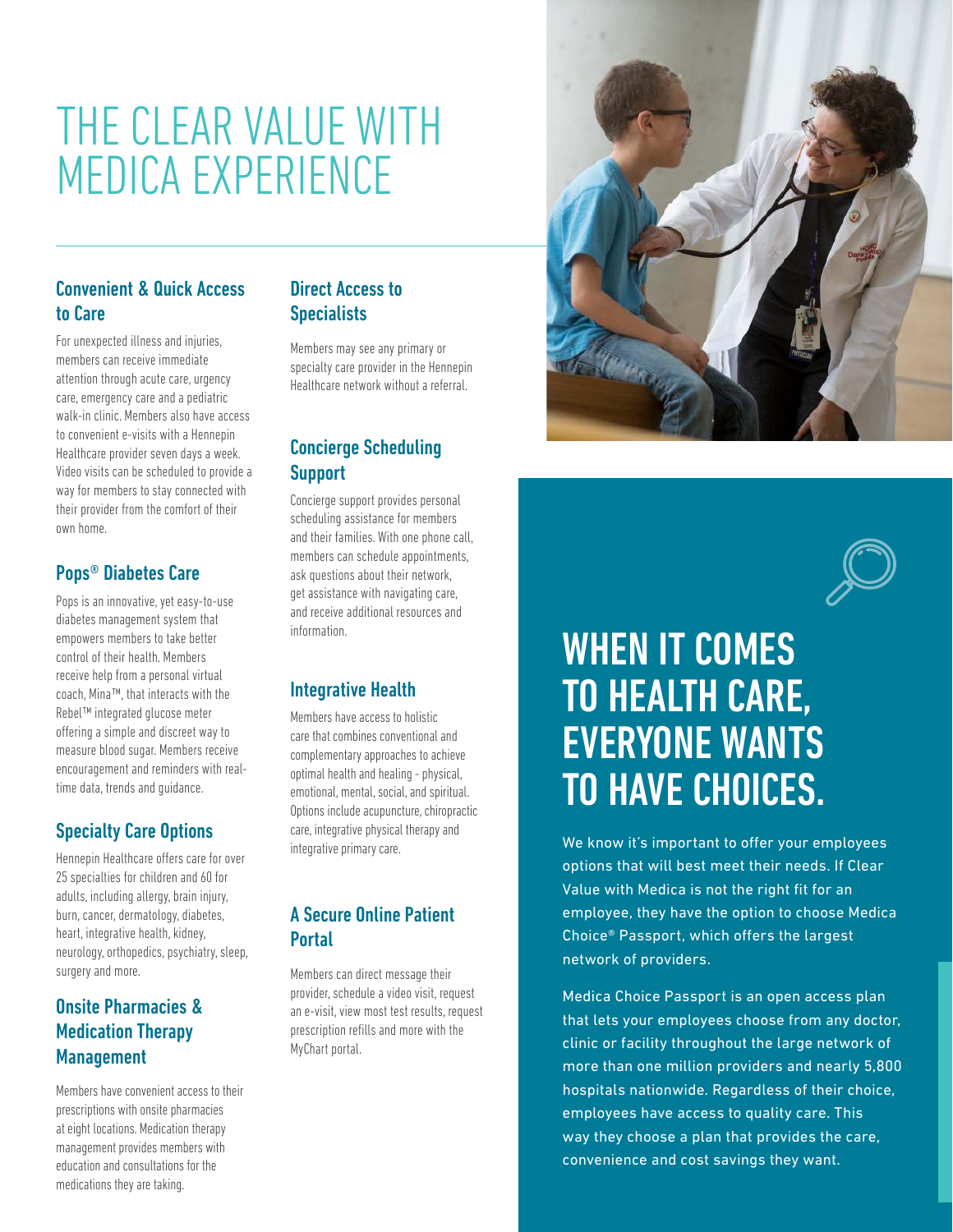# THE CLEAR VALUE WITH MEDICA EXPERIENCE

## Convenient & Quick Access to Care

For unexpected illness and injuries, members can receive immediate attention through acute care, urgency care, emergency care and a pediatric walk-in clinic. Members also have access to convenient e-visits with a Hennepin Healthcare provider seven days a week. Video visits can be scheduled to provide a way for members to stay connected with their provider from the comfort of their own home.

## Pops® Diabetes Care

Pops is an innovative, yet easy-to-use diabetes management system that empowers members to take better control of their health. Members receive help from a personal virtual coach, Mina™, that interacts with the Rebel™ integrated glucose meter offering a simple and discreet way to measure blood sugar. Members receive encouragement and reminders with real-time data, trends and guidance.

## Specialty Care Options

Hennepin Healthcare offers care for over 25 specialties for children and 60 for adults, including allergy, brain injury, burn, cancer, dermatology, diabetes, heart, integrative health, kidney, neurology, orthopedics, psychiatry, sleep, surgery and more.

## Onsite Pharmacies & Medication Therapy Management

Members have convenient access to their prescriptions with onsite pharmacies at eight locations. Medication therapy management provides members with education and consultations for the medications they are taking.

## Direct Access to Specialists

Members may see any primary or specialty care provider in the Hennepin Healthcare network without a referral.

## Concierge Scheduling Support

Concierge support provides personal scheduling assistance for members and their families. With one phone call, members can schedule appointments, ask questions about their network, get assistance with navigating care, and receive additional resources and information.

## Integrative Health

Members have access to holistic care that combines conventional and complementary approaches to achieve optimal health and healing - physical, emotional, mental, social, and spiritual. Options include acupuncture, chiropractic care, integrative physical therapy and integrative primary care.

## A Secure Online Patient Portal

Members can direct message their provider, schedule a video visit, request an e-visit, view most test results, request prescription refills and more with the MyChart portal.

## WHEN IT COMES TO HEALTH CARE, EVERYONE WANTS TO HAVE CHOICES.

We know it's important to offer your employees options that will best meet their needs. If Clear Value with Medica is not the right fit for an employee, they have the option to choose Medica Choice® Passport, which offers the largest network of providers.

Medica Choice Passport is an open access plan that lets your employees choose from any doctor, clinic or facility throughout the large network of more than one million providers and nearly 5,800 hospitals nationwide. Regardless of their choice, employees have access to quality care. This way they choose a plan that provides the care, convenience and cost savings they want.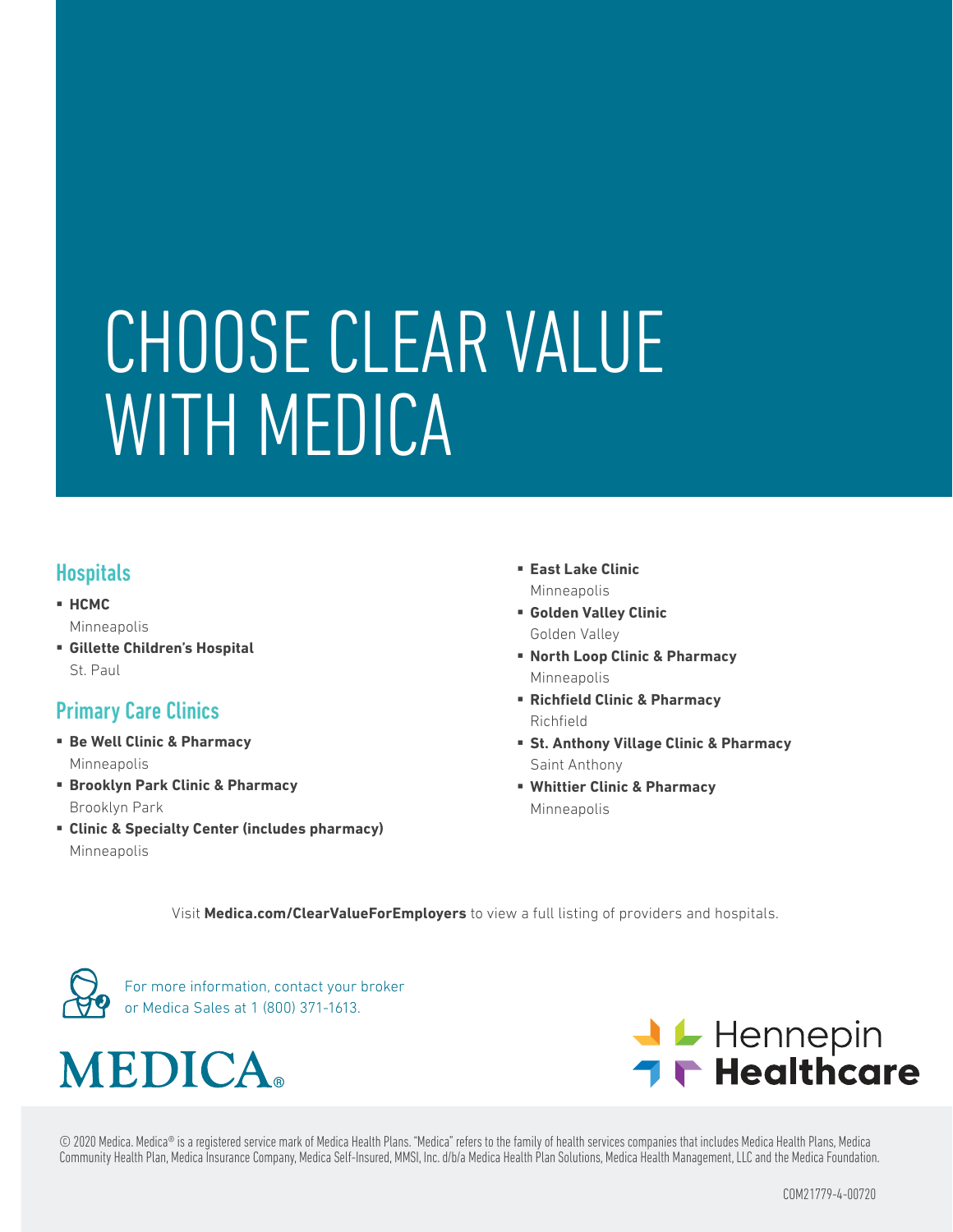# CHOOSE CLEAR VALUE WITH MEDICA

## Hospitals

- **HCMC**
  Minneapolis
- **Gillette Children's Hospital**
  St. Paul

## Primary Care Clinics

- **Be Well Clinic & Pharmacy**
  Minneapolis
- **Brooklyn Park Clinic & Pharmacy**
  Brooklyn Park
- **Clinic & Specialty Center (includes pharmacy)**
  Minneapolis
- **East Lake Clinic**
  Minneapolis
- **Golden Valley Clinic**
  Golden Valley
- **North Loop Clinic & Pharmacy**
  Minneapolis
- **Richfield Clinic & Pharmacy**
  Richfield
- **St. Anthony Village Clinic & Pharmacy**
  Saint Anthony
- **Whittier Clinic & Pharmacy**
  Minneapolis

Visit **Medica.com/ClearValueForEmployers** to view a full listing of providers and hospitals.

For more information, contact your broker or Medica Sales at 1 (800) 371-1613.

MEDICA®

Hennepin **Healthcare**

© 2020 Medica. Medica® is a registered service mark of Medica Health Plans. "Medica" refers to the family of health services companies that includes Medica Health Plans, Medica Community Health Plan, Medica Insurance Company, Medica Self-Insured, MMSI, Inc. d/b/a Medica Health Plan Solutions, Medica Health Management, LLC and the Medica Foundation.

COM21779-4-00720